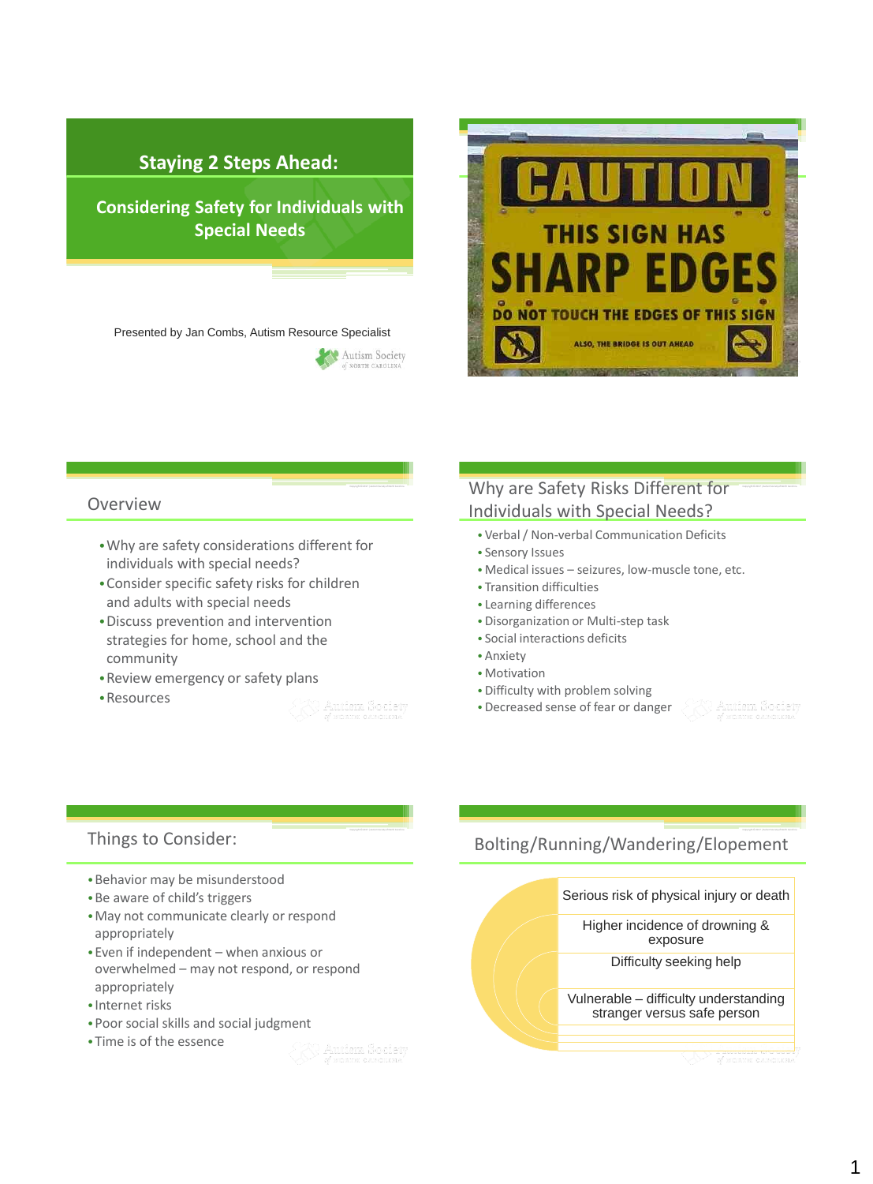# Staying 2 Steps Ahead:

## Considering Safety for Individuals with Special Needs

Presented by Jan Combs, Autism Resource Specialist

Autism Society of North Carolina

CAUTION

THIS SIGN HAS SHARP EDGES

DO NOT TOUCH THE EDGES OF THIS SIGN

ALSO, THE BRIDGE IS OUT AHEAD

## Overview

- Why are safety considerations different for individuals with special needs?
- Consider specific safety risks for children and adults with special needs
- Discuss prevention and intervention strategies for home, school and the community
- Review emergency or safety plans
- Resources

## Why are Safety Risks Different for Individuals with Special Needs?

- Verbal / Non-verbal Communication Deficits
- Sensory Issues
- Medical issues – seizures, low-muscle tone, etc.
- Transition difficulties
- Learning differences
- Disorganization or Multi-step task
- Social interactions deficits
- Anxiety
- Motivation
- Difficulty with problem solving
- Decreased sense of fear or danger

## Things to Consider:

- Behavior may be misunderstood
- Be aware of child's triggers
- May not communicate clearly or respond appropriately
- Even if independent – when anxious or overwhelmed – may not respond, or respond appropriately
- Internet risks
- Poor social skills and social judgment
- Time is of the essence

## Bolting/Running/Wandering/Elopement

- Serious risk of physical injury or death
- Higher incidence of drowning & exposure
- Difficulty seeking help
- Vulnerable – difficulty understanding stranger versus safe person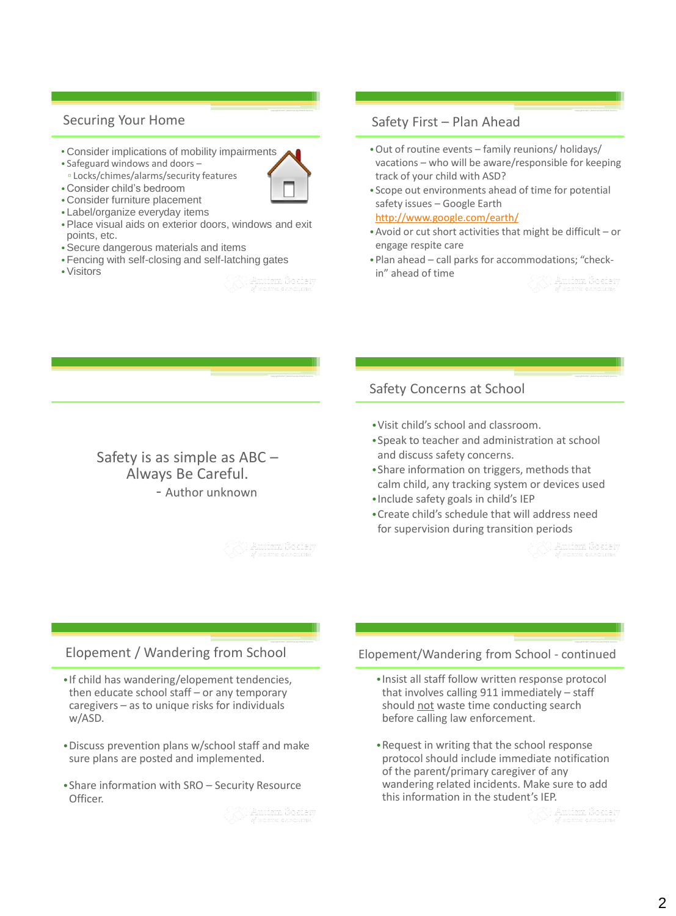## Securing Your Home

- Consider implications of mobility impairments
- Safeguard windows and doors –
  - Locks/chimes/alarms/security features
- Consider child's bedroom
- Consider furniture placement
- Label/organize everyday items
- Place visual aids on exterior doors, windows and exit points, etc.
- Secure dangerous materials and items
- Fencing with self-closing and self-latching gates
- Visitors

## Safety First – Plan Ahead

- Out of routine events – family reunions/ holidays/ vacations – who will be aware/responsible for keeping track of your child with ASD?
- Scope out environments ahead of time for potential safety issues – Google Earth http://www.google.com/earth/
- Avoid or cut short activities that might be difficult – or engage respite care
- Plan ahead – call parks for accommodations; "check-in" ahead of time

Safety is as simple as ABC – Always Be Careful.

- Author unknown

## Safety Concerns at School

- Visit child's school and classroom.
- Speak to teacher and administration at school and discuss safety concerns.
- Share information on triggers, methods that calm child, any tracking system or devices used
- Include safety goals in child's IEP
- Create child's schedule that will address need for supervision during transition periods

## Elopement / Wandering from School

- If child has wandering/elopement tendencies, then educate school staff – or any temporary caregivers – as to unique risks for individuals w/ASD.
- Discuss prevention plans w/school staff and make sure plans are posted and implemented.
- Share information with SRO – Security Resource Officer.

## Elopement/Wandering from School - continued

- Insist all staff follow written response protocol that involves calling 911 immediately – staff should not waste time conducting search before calling law enforcement.
- Request in writing that the school response protocol should include immediate notification of the parent/primary caregiver of any wandering related incidents. Make sure to add this information in the student's IEP.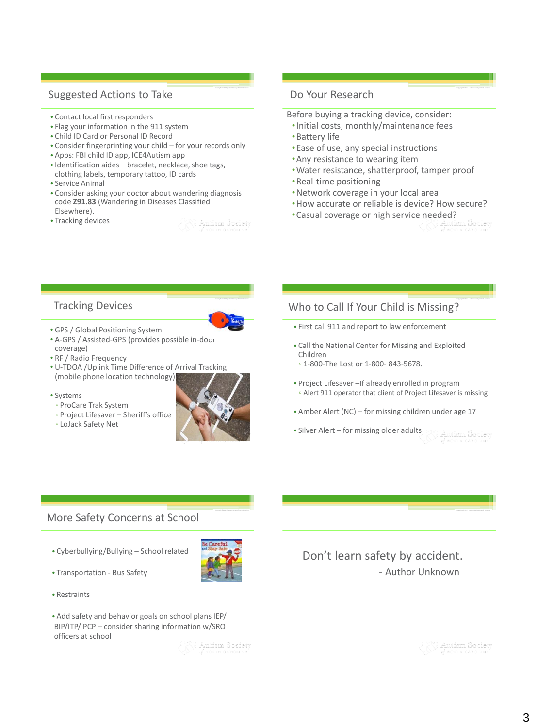## Suggested Actions to Take

- Contact local first responders
- Flag your information in the 911 system
- Child ID Card or Personal ID Record
- Consider fingerprinting your child – for your records only
- Apps: FBI child ID app, ICE4Autism app
- Identification aides – bracelet, necklace, shoe tags, clothing labels, temporary tattoo, ID cards
- Service Animal
- Consider asking your doctor about wandering diagnosis code **Z91.83** (Wandering in Diseases Classified Elsewhere).
- Tracking devices

## Do Your Research

Before buying a tracking device, consider:

- Initial costs, monthly/maintenance fees
- Battery life
- Ease of use, any special instructions
- Any resistance to wearing item
- Water resistance, shatterproof, tamper proof
- Real-time positioning
- Network coverage in your local area
- How accurate or reliable is device? How secure?
- Casual coverage or high service needed?

## Tracking Devices

- GPS / Global Positioning System
- A-GPS / Assisted-GPS (provides possible in-door coverage)
- RF / Radio Frequency
- U-TDOA /Uplink Time Difference of Arrival Tracking (mobile phone location technology)
- Systems
  - ProCare Trak System
  - Project Lifesaver – Sheriff's office
  - LoJack Safety Net

## Who to Call If Your Child is Missing?

- First call 911 and report to law enforcement
- Call the National Center for Missing and Exploited Children
  - 1-800-The Lost or 1-800- 843-5678.
- Project Lifesaver –If already enrolled in program
  - Alert 911 operator that client of Project Lifesaver is missing
- Amber Alert (NC) – for missing children under age 17
- Silver Alert – for missing older adults

## More Safety Concerns at School

- Cyberbullying/Bullying – School related
- Transportation - Bus Safety
- Restraints
- Add safety and behavior goals on school plans IEP/ BIP/ITP/ PCP – consider sharing information w/SRO officers at school

Don't learn safety by accident.

- Author Unknown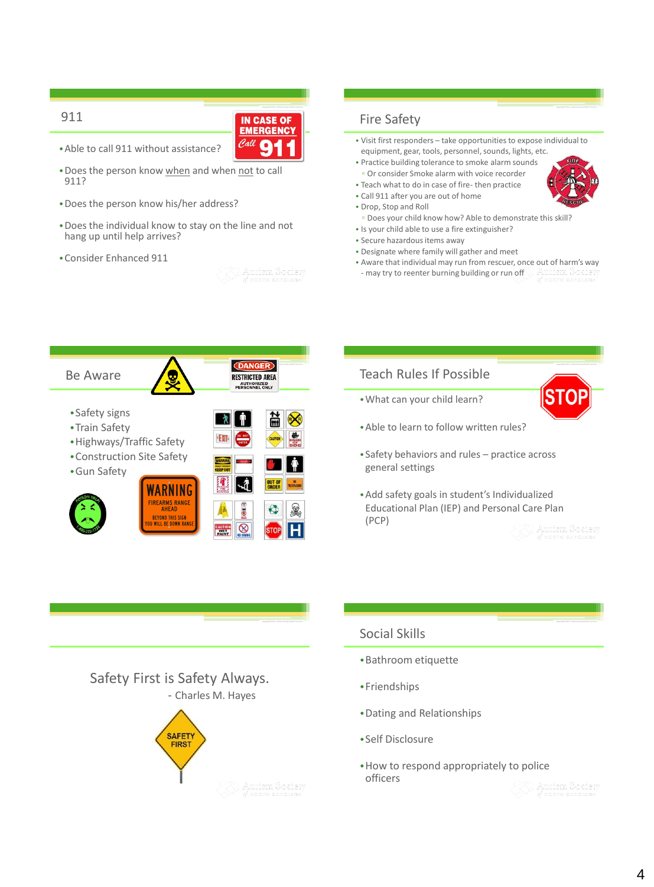## 911

- Able to call 911 without assistance?
- Does the person know when and when not to call 911?
- Does the person know his/her address?
- Does the individual know to stay on the line and not hang up until help arrives?
- Consider Enhanced 911

## Fire Safety

- Visit first responders – take opportunities to expose individual to equipment, gear, tools, personnel, sounds, lights, etc.
- Practice building tolerance to smoke alarm sounds
  - Or consider Smoke alarm with voice recorder
- Teach what to do in case of fire- then practice
- Call 911 after you are out of home
- Drop, Stop and Roll
  - Does your child know how? Able to demonstrate this skill?
- Is your child able to use a fire extinguisher?
- Secure hazardous items away
- Designate where family will gather and meet
- Aware that individual may run from rescuer, once out of harm's way - may try to reenter burning building or run off

## Be Aware

- Safety signs
- Train Safety
- Highways/Traffic Safety
- Construction Site Safety
- Gun Safety

## Teach Rules If Possible

- What can your child learn?
- Able to learn to follow written rules?
- Safety behaviors and rules – practice across general settings
- Add safety goals in student's Individualized Educational Plan (IEP) and Personal Care Plan (PCP)

Safety First is Safety Always.

- Charles M. Hayes

## Social Skills

- Bathroom etiquette
- Friendships
- Dating and Relationships
- Self Disclosure
- How to respond appropriately to police officers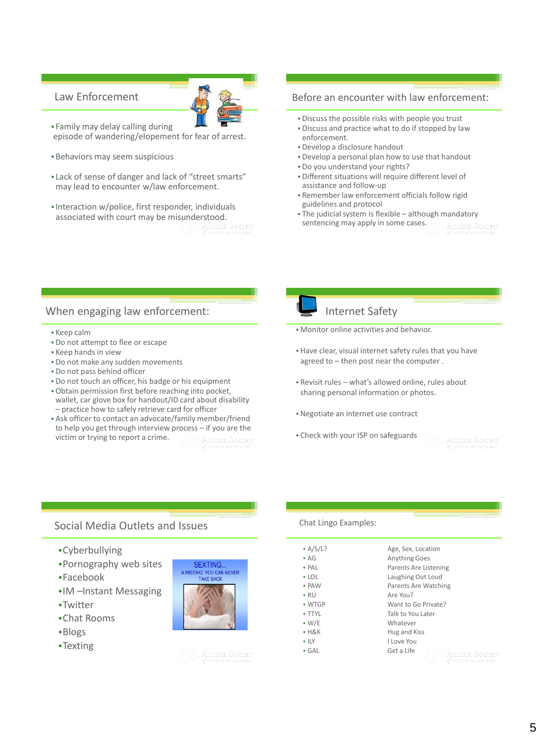## Law Enforcement

- Family may delay calling during episode of wandering/elopement for fear of arrest.
- Behaviors may seem suspicious
- Lack of sense of danger and lack of "street smarts" may lead to encounter w/law enforcement.
- Interaction w/police, first responder, individuals associated with court may be misunderstood.

## Before an encounter with law enforcement:

- Discuss the possible risks with people you trust
- Discuss and practice what to do if stopped by law enforcement.
- Develop a disclosure handout
- Develop a personal plan how to use that handout
- Do you understand your rights?
- Different situations will require different level of assistance and follow-up
- Remember law enforcement officials follow rigid guidelines and protocol
- The judicial system is flexible – although mandatory sentencing may apply in some cases.

## When engaging law enforcement:

- Keep calm
- Do not attempt to flee or escape
- Keep hands in view
- Do not make any sudden movements
- Do not pass behind officer
- Do not touch an officer, his badge or his equipment
- Obtain permission first before reaching into pocket, wallet, car glove box for handout/ID card about disability – practice how to safely retrieve card for officer
- Ask officer to contact an advocate/family member/friend to help you get through interview process – if you are the victim or trying to report a crime.

## Internet Safety

- Monitor online activities and behavior.
- Have clear, visual internet safety rules that you have agreed to – then post near the computer .
- Revisit rules – what's allowed online, rules about sharing personal information or photos.
- Negotiate an internet use contract
- Check with your ISP on safeguards

## Social Media Outlets and Issues

- Cyberbullying
- Pornography web sites
- Facebook
- IM –Instant Messaging
- Twitter
- Chat Rooms
- Blogs
- Texting

SEXTING... A MISTAKE YOU CAN NEVER TAKE BACK

## Chat Lingo Examples:

| | |
|---|---|
| A/S/L? | Age, Sex, Location |
| AG | Anything Goes |
| PAL | Parents Are Listening |
| LOL | Laughing Out Loud |
| PAW | Parents Are Watching |
| RU | Are You? |
| WTGP | Want to Go Private? |
| TTYL | Talk to You Later |
| W/E | Whatever |
| H&K | Hug and Kiss |
| ILY | I Love You |
| GAL | Get a Life |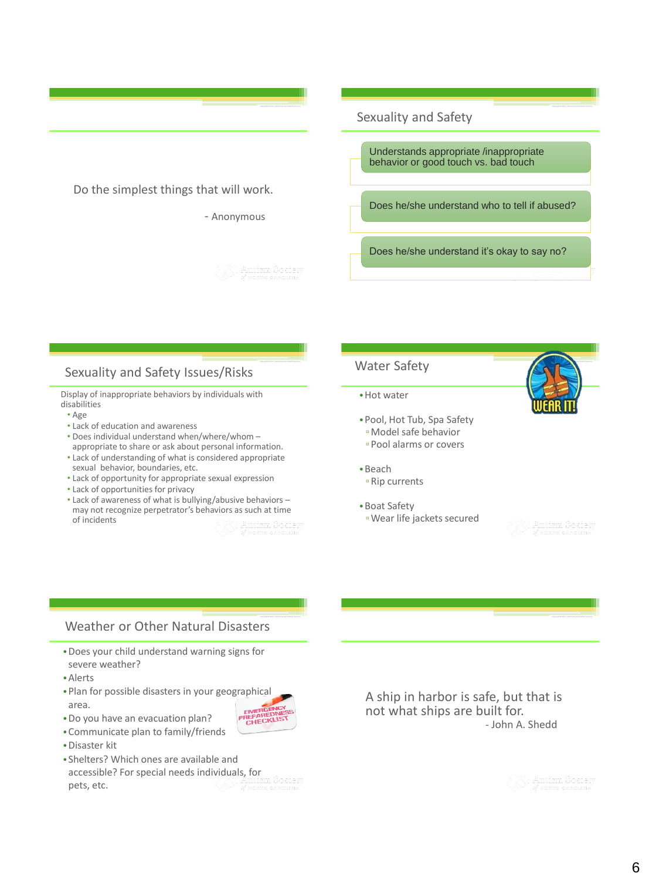Do the simplest things that will work.

- Anonymous

## Sexuality and Safety

- Understands appropriate /inappropriate behavior or good touch vs. bad touch
- Does he/she understand who to tell if abused?
- Does he/she understand it's okay to say no?

## Sexuality and Safety Issues/Risks

Display of inappropriate behaviors by individuals with disabilities

- Age
- Lack of education and awareness
- Does individual understand when/where/whom – appropriate to share or ask about personal information.
- Lack of understanding of what is considered appropriate sexual behavior, boundaries, etc.
- Lack of opportunity for appropriate sexual expression
- Lack of opportunities for privacy
- Lack of awareness of what is bullying/abusive behaviors – may not recognize perpetrator's behaviors as such at time of incidents

## Water Safety

- Hot water
- Pool, Hot Tub, Spa Safety
  - Model safe behavior
  - Pool alarms or covers
- Beach
  - Rip currents
- Boat Safety
  - Wear life jackets secured

## Weather or Other Natural Disasters

- Does your child understand warning signs for severe weather?
- Alerts
- Plan for possible disasters in your geographical area.
- Do you have an evacuation plan?
- Communicate plan to family/friends
- Disaster kit
- Shelters? Which ones are available and accessible? For special needs individuals, for pets, etc.

A ship in harbor is safe, but that is not what ships are built for.

- John A. Shedd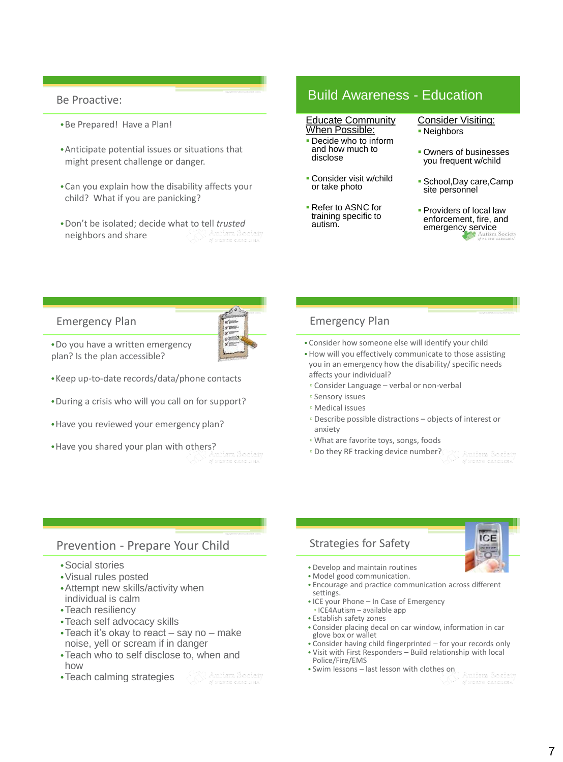## Be Proactive:

- Be Prepared! Have a Plan!
- Anticipate potential issues or situations that might present challenge or danger.
- Can you explain how the disability affects your child? What if you are panicking?
- Don't be isolated; decide what to tell *trusted* neighbors and share

## Build Awareness - Education

**Educate Community When Possible:**

- Decide who to inform and how much to disclose
- Consider visit w/child or take photo
- Refer to ASNC for training specific to autism.

**Consider Visiting:**

- Neighbors
- Owners of businesses you frequent w/child
- School,Day care,Camp site personnel
- Providers of local law enforcement, fire, and emergency service

## Emergency Plan

- Do you have a written emergency plan? Is the plan accessible?
- Keep up-to-date records/data/phone contacts
- During a crisis who will you call on for support?
- Have you reviewed your emergency plan?
- Have you shared your plan with others?

## Emergency Plan

- Consider how someone else will identify your child
- How will you effectively communicate to those assisting you in an emergency how the disability/ specific needs affects your individual?
  - Consider Language – verbal or non-verbal
  - Sensory issues
  - Medical issues
  - Describe possible distractions – objects of interest or anxiety
  - What are favorite toys, songs, foods
  - Do they RF tracking device number?

## Prevention - Prepare Your Child

- Social stories
- Visual rules posted
- Attempt new skills/activity when individual is calm
- Teach resiliency
- Teach self advocacy skills
- Teach it's okay to react – say no – make noise, yell or scream if in danger
- Teach who to self disclose to, when and how
- Teach calming strategies

## Strategies for Safety

- Develop and maintain routines
- Model good communication.
- Encourage and practice communication across different settings.
- ICE your Phone – In Case of Emergency
  - ICE4Autism – available app
- Establish safety zones
- Consider placing decal on car window, information in car glove box or wallet
- Consider having child fingerprinted – for your records only
- Visit with First Responders – Build relationship with local Police/Fire/EMS
- Swim lessons – last lesson with clothes on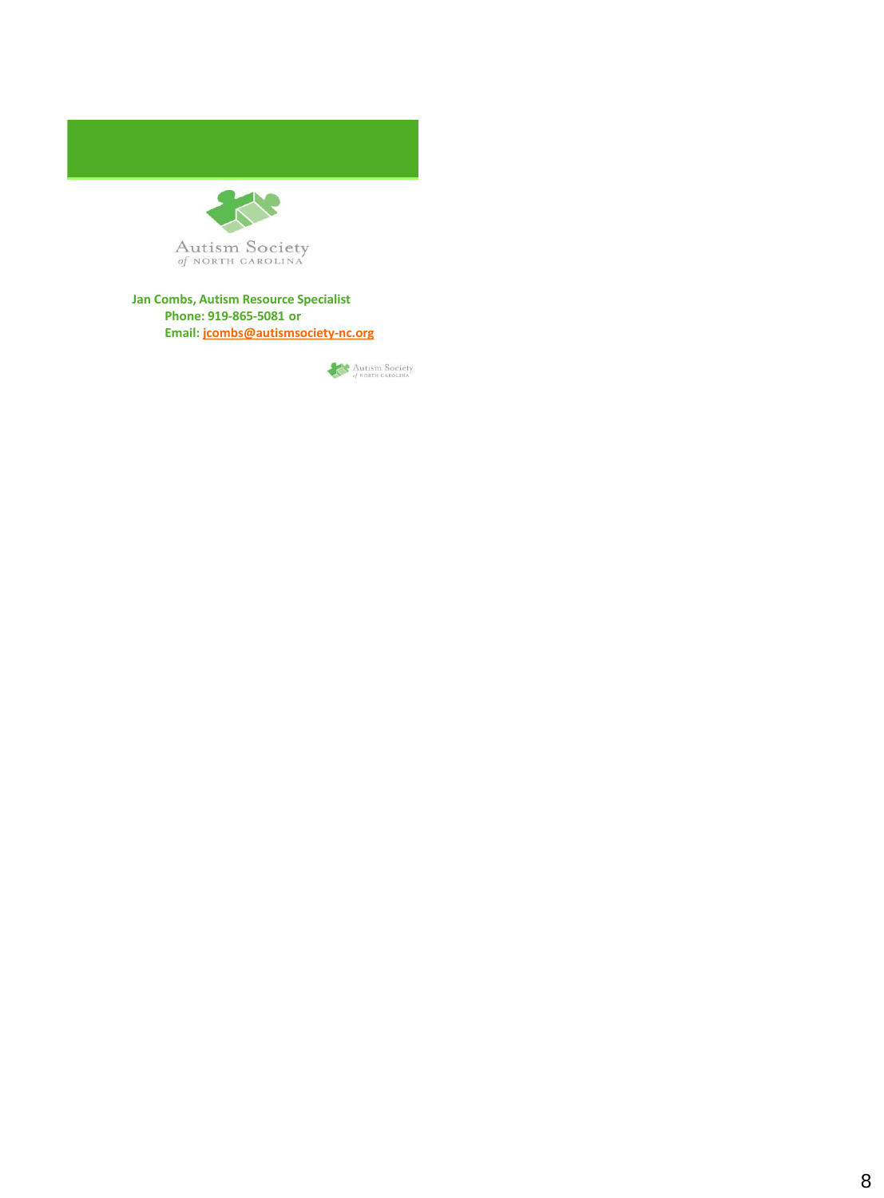Autism Society
of NORTH CAROLINA

**Jan Combs, Autism Resource Specialist**
**Phone: 919-865-5081 or**
**Email: jcombs@autismsociety-nc.org**

Autism Society
of NORTH CAROLINA